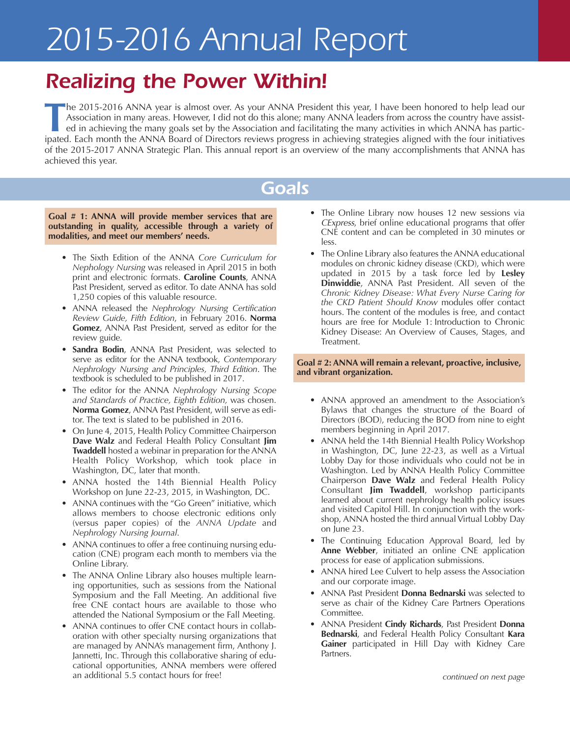# 2015-2016 Annual Report

## Realizing the Power Within!

The 2015-2016 ANNA year is almost over. As your ANNA President this year, I have been honored to help lead our Association in many areas. However, I did not do this alone; many ANNA leaders from across the country have assisted in achieving the many goals set by the Association and facilitating the many activities in which ANNA has participated. Each month the ANNA Board of Directors reviews progress in achieving strategies aligned with the four initiatives of the 2015-2017 ANNA Strategic Plan. This annual report is an overview of the many accomplishments that ANNA has achieved this year.

## Goals

**Goal # 1: ANNA will provide member services that are outstanding in quality, accessible through a variety of modalities, and meet our members' needs.**

- The Sixth Edition of the ANNA *Core Curriculum for Nephology Nursing* was released in April 2015 in both print and electronic formats. **Caroline Counts**, ANNA Past President, served as editor. To date ANNA has sold 1,250 copies of this valuable resource.
- ANNA released the *Nephrology Nursing Certification Review Guide, Fifth Edition*, in February 2016. **Norma Gomez**, ANNA Past President, served as editor for the review guide.
- **Sandra Bodin**, ANNA Past President, was selected to serve as editor for the ANNA textbook, *Contemporary Nephrology Nursing and Principles, Third Edition*. The textbook is scheduled to be published in 2017.
- The editor for the ANNA *Nephrology Nursing Scope and Standards of Practice, Eighth Edition,* was chosen. **Norma Gomez**, ANNA Past President, will serve as editor. The text is slated to be published in 2016.
- On June 4, 2015, Health Policy Committee Chairperson **Dave Walz** and Federal Health Policy Consultant **Jim Twaddell** hosted a webinar in preparation for the ANNA Health Policy Workshop, which took place in Washington, DC, later that month.
- ANNA hosted the 14th Biennial Health Policy Workshop on June 22-23, 2015, in Washington, DC.
- ANNA continues with the "Go Green" initiative, which allows members to choose electronic editions only (versus paper copies) of the *ANNA Update* and *Nephrology Nursing Journal*.
- ANNA continues to offer a free continuing nursing education (CNE) program each month to members via the Online Library.
- The ANNA Online Library also houses multiple learning opportunities, such as sessions from the National Symposium and the Fall Meeting. An additional five free CNE contact hours are available to those who attended the National Symposium or the Fall Meeting.
- ANNA continues to offer CNE contact hours in collaboration with other specialty nursing organizations that are managed by ANNA's management firm, Anthony J. Jannetti, Inc. Through this collaborative sharing of educational opportunities, ANNA members were offered an additional 5.5 contact hours for free!
- The Online Library now houses 12 new sessions via *CExpress*, brief online educational programs that offer CNE content and can be completed in 30 minutes or less.
- The Online Library also features the ANNA educational modules on chronic kidney disease (CKD), which were updated in 2015 by a task force led by **Lesley Dinwiddie**, ANNA Past President. All seven of the *Chronic Kidney Disease: What Every Nurse Caring for the CKD Patient Should Know* modules offer contact hours. The content of the modules is free, and contact hours are free for Module 1: Introduction to Chronic Kidney Disease: An Overview of Causes, Stages, and Treatment.

**Goal # 2: ANNA will remain a relevant, proactive, inclusive, and vibrant organization.**

- ANNA approved an amendment to the Association's Bylaws that changes the structure of the Board of Directors (BOD), reducing the BOD from nine to eight members beginning in April 2017.
- ANNA held the 14th Biennial Health Policy Workshop in Washington, DC, June 22-23, as well as a Virtual Lobby Day for those individuals who could not be in Washington. Led by ANNA Health Policy Committee Chairperson **Dave Walz** and Federal Health Policy Consultant **Jim Twaddell**, workshop participants learned about current nephrology health policy issues and visited Capitol Hill. In conjunction with the workshop, ANNA hosted the third annual Virtual Lobby Day on June 23.
- The Continuing Education Approval Board, led by **Anne Webber**, initiated an online CNE application process for ease of application submissions.
- ANNA hired Lee Culvert to help assess the Association and our corporate image.
- ANNA Past President **Donna Bednarski** was selected to serve as chair of the Kidney Care Partners Operations Committee.
- ANNA President **Cindy Richards**, Past President **Donna Bednarski**, and Federal Health Policy Consultant **Kara Gainer** participated in Hill Day with Kidney Care Partners.

*continued on next page*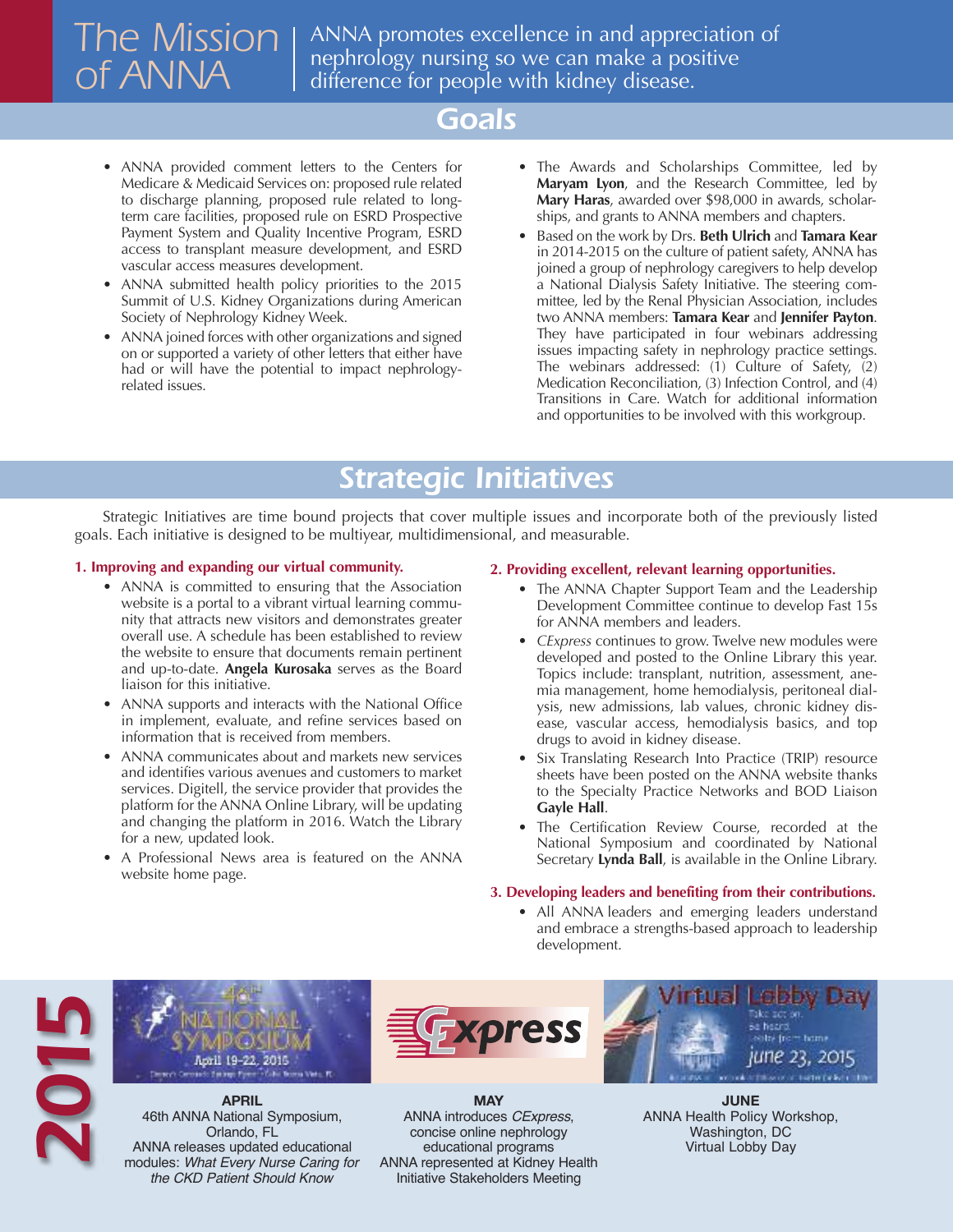# The Mission of ANNA

ANNA promotes excellence in and appreciation of nephrology nursing so we can make a positive difference for people with kidney disease.

## Goals

- ANNA provided comment letters to the Centers for Medicare & Medicaid Services on: proposed rule related to discharge planning, proposed rule related to long-term care facilities, proposed rule on ESRD Prospective Payment System and Quality Incentive Program, ESRD access to transplant measure development, and ESRD vascular access measures development.
- ANNA submitted health policy priorities to the 2015 Summit of U.S. Kidney Organizations during American Society of Nephrology Kidney Week.
- ANNA joined forces with other organizations and signed on or supported a variety of other letters that either have had or will have the potential to impact nephrology-related issues.
- The Awards and Scholarships Committee, led by **Maryam Lyon**, and the Research Committee, led by **Mary Haras**, awarded over $98,000 in awards, scholarships, and grants to ANNA members and chapters.
- Based on the work by Drs. **Beth Ulrich** and **Tamara Kear** in 2014-2015 on the culture of patient safety, ANNA has joined a group of nephrology caregivers to help develop a National Dialysis Safety Initiative. The steering committee, led by the Renal Physician Association, includes two ANNA members: **Tamara Kear** and **Jennifer Payton**. They have participated in four webinars addressing issues impacting safety in nephrology practice settings. The webinars addressed: (1) Culture of Safety, (2) Medication Reconciliation, (3) Infection Control, and (4) Transitions in Care. Watch for additional information and opportunities to be involved with this workgroup.

## Strategic Initiatives

Strategic Initiatives are time bound projects that cover multiple issues and incorporate both of the previously listed goals. Each initiative is designed to be multiyear, multidimensional, and measurable.

### 1. Improving and expanding our virtual community.

- ANNA is committed to ensuring that the Association website is a portal to a vibrant virtual learning community that attracts new visitors and demonstrates greater overall use. A schedule has been established to review the website to ensure that documents remain pertinent and up-to-date. **Angela Kurosaka** serves as the Board liaison for this initiative.
- ANNA supports and interacts with the National Office in implement, evaluate, and refine services based on information that is received from members.
- ANNA communicates about and markets new services and identifies various avenues and customers to market services. Digitell, the service provider that provides the platform for the ANNA Online Library, will be updating and changing the platform in 2016. Watch the Library for a new, updated look.
- A Professional News area is featured on the ANNA website home page.

### 2. Providing excellent, relevant learning opportunities.

- The ANNA Chapter Support Team and the Leadership Development Committee continue to develop Fast 15s for ANNA members and leaders.
- *CExpress* continues to grow. Twelve new modules were developed and posted to the Online Library this year. Topics include: transplant, nutrition, assessment, anemia management, home hemodialysis, peritoneal dialysis, new admissions, lab values, chronic kidney disease, vascular access, hemodialysis basics, and top drugs to avoid in kidney disease.
- Six Translating Research Into Practice (TRIP) resource sheets have been posted on the ANNA website thanks to the Specialty Practice Networks and BOD Liaison **Gayle Hall**.
- The Certification Review Course, recorded at the National Symposium and coordinated by National Secretary **Lynda Ball**, is available in the Online Library.

### 3. Developing leaders and benefiting from their contributions.

- All ANNA leaders and emerging leaders understand and embrace a strengths-based approach to leadership development.

## 2015

**APRIL**
46th ANNA National Symposium, Orlando, FL
ANNA releases updated educational modules: *What Every Nurse Caring for the CKD Patient Should Know*

**MAY**
ANNA introduces *CExpress*, concise online nephrology educational programs
ANNA represented at Kidney Health Initiative Stakeholders Meeting

**JUNE**
ANNA Health Policy Workshop, Washington, DC
Virtual Lobby Day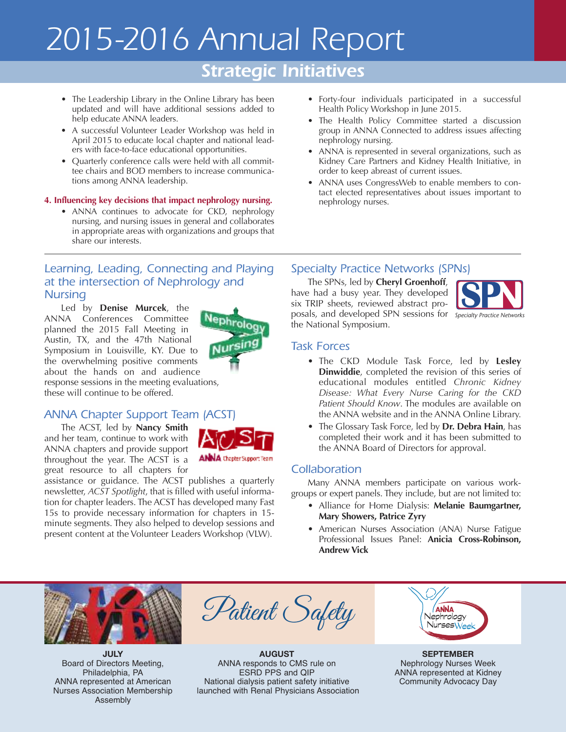# 2015-2016 Annual Report

## Strategic Initiatives

- The Leadership Library in the Online Library has been updated and will have additional sessions added to help educate ANNA leaders.
- A successful Volunteer Leader Workshop was held in April 2015 to educate local chapter and national leaders with face-to-face educational opportunities.
- Quarterly conference calls were held with all committee chairs and BOD members to increase communications among ANNA leadership.

**4. Influencing key decisions that impact nephrology nursing.**

- ANNA continues to advocate for CKD, nephrology nursing, and nursing issues in general and collaborates in appropriate areas with organizations and groups that share our interests.
- Forty-four individuals participated in a successful Health Policy Workshop in June 2015.
- The Health Policy Committee started a discussion group in ANNA Connected to address issues affecting nephrology nursing.
- ANNA is represented in several organizations, such as Kidney Care Partners and Kidney Health Initiative, in order to keep abreast of current issues.
- ANNA uses CongressWeb to enable members to contact elected representatives about issues important to nephrology nurses.

---

### Learning, Leading, Connecting and Playing at the intersection of Nephrology and Nursing

Led by **Denise Murcek**, the ANNA Conferences Committee planned the 2015 Fall Meeting in Austin, TX, and the 47th National Symposium in Louisville, KY. Due to the overwhelming positive comments about the hands on and audience response sessions in the meeting evaluations, these will continue to be offered.

### ANNA Chapter Support Team (ACST)

The ACST, led by **Nancy Smith** and her team, continue to work with ANNA chapters and provide support throughout the year. The ACST is a great resource to all chapters for assistance or guidance. The ACST publishes a quarterly newsletter, *ACST Spotlight*, that is filled with useful information for chapter leaders. The ACST has developed many Fast 15s to provide necessary information for chapters in 15-minute segments. They also helped to develop sessions and present content at the Volunteer Leaders Workshop (VLW).

### Specialty Practice Networks (SPNs)

The SPNs, led by **Cheryl Groenhoff**, have had a busy year. They developed six TRIP sheets, reviewed abstract proposals, and developed SPN sessions for the National Symposium.

### Task Forces

- The CKD Module Task Force, led by **Lesley Dinwiddie**, completed the revision of this series of educational modules entitled *Chronic Kidney Disease: What Every Nurse Caring for the CKD Patient Should Know*. The modules are available on the ANNA website and in the ANNA Online Library.
- The Glossary Task Force, led by **Dr. Debra Hain**, has completed their work and it has been submitted to the ANNA Board of Directors for approval.

### Collaboration

Many ANNA members participate on various workgroups or expert panels. They include, but are not limited to:

- Alliance for Home Dialysis: **Melanie Baumgartner, Mary Showers, Patrice Zyry**
- American Nurses Association (ANA) Nurse Fatigue Professional Issues Panel: **Anicia Cross-Robinson, Andrew Vick**

---

**JULY**
Board of Directors Meeting, Philadelphia, PA
ANNA represented at American Nurses Association Membership Assembly

**AUGUST**
ANNA responds to CMS rule on ESRD PPS and QIP
National dialysis patient safety initiative launched with Renal Physicians Association

**SEPTEMBER**
Nephrology Nurses Week
ANNA represented at Kidney Community Advocacy Day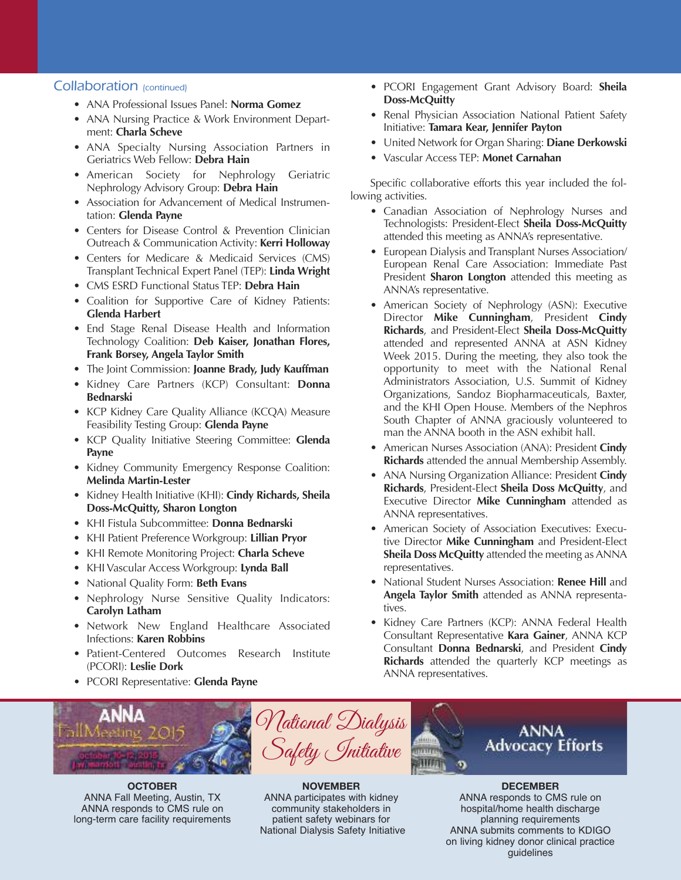## Collaboration *(continued)*

- ANA Professional Issues Panel: **Norma Gomez**
- ANA Nursing Practice & Work Environment Department: **Charla Scheve**
- ANA Specialty Nursing Association Partners in Geriatrics Web Fellow: **Debra Hain**
- American Society for Nephrology Geriatric Nephrology Advisory Group: **Debra Hain**
- Association for Advancement of Medical Instrumentation: **Glenda Payne**
- Centers for Disease Control & Prevention Clinician Outreach & Communication Activity: **Kerri Holloway**
- Centers for Medicare & Medicaid Services (CMS) Transplant Technical Expert Panel (TEP): **Linda Wright**
- CMS ESRD Functional Status TEP: **Debra Hain**
- Coalition for Supportive Care of Kidney Patients: **Glenda Harbert**
- End Stage Renal Disease Health and Information Technology Coalition: **Deb Kaiser, Jonathan Flores, Frank Borsey, Angela Taylor Smith**
- The Joint Commission: **Joanne Brady, Judy Kauffman**
- Kidney Care Partners (KCP) Consultant: **Donna Bednarski**
- KCP Kidney Care Quality Alliance (KCQA) Measure Feasibility Testing Group: **Glenda Payne**
- KCP Quality Initiative Steering Committee: **Glenda Payne**
- Kidney Community Emergency Response Coalition: **Melinda Martin-Lester**
- Kidney Health Initiative (KHI): **Cindy Richards, Sheila Doss-McQuitty, Sharon Longton**
- KHI Fistula Subcommittee: **Donna Bednarski**
- KHI Patient Preference Workgroup: **Lillian Pryor**
- KHI Remote Monitoring Project: **Charla Scheve**
- KHI Vascular Access Workgroup: **Lynda Ball**
- National Quality Form: **Beth Evans**
- Nephrology Nurse Sensitive Quality Indicators: **Carolyn Latham**
- Network New England Healthcare Associated Infections: **Karen Robbins**
- Patient-Centered Outcomes Research Institute (PCORI): **Leslie Dork**
- PCORI Representative: **Glenda Payne**
- PCORI Engagement Grant Advisory Board: **Sheila Doss-McQuitty**
- Renal Physician Association National Patient Safety Initiative: **Tamara Kear, Jennifer Payton**
- United Network for Organ Sharing: **Diane Derkowski**
- Vascular Access TEP: **Monet Carnahan**

Specific collaborative efforts this year included the following activities.

- Canadian Association of Nephrology Nurses and Technologists: President-Elect **Sheila Doss-McQuitty** attended this meeting as ANNA's representative.
- European Dialysis and Transplant Nurses Association/European Renal Care Association: Immediate Past President **Sharon Longton** attended this meeting as ANNA's representative.
- American Society of Nephrology (ASN): Executive Director **Mike Cunningham**, President **Cindy Richards**, and President-Elect **Sheila Doss-McQuitty** attended and represented ANNA at ASN Kidney Week 2015. During the meeting, they also took the opportunity to meet with the National Renal Administrators Association, U.S. Summit of Kidney Organizations, Sandoz Biopharmaceuticals, Baxter, and the KHI Open House. Members of the Nephros South Chapter of ANNA graciously volunteered to man the ANNA booth in the ASN exhibit hall.
- American Nurses Association (ANA): President **Cindy Richards** attended the annual Membership Assembly.
- ANA Nursing Organization Alliance: President **Cindy Richards**, President-Elect **Sheila Doss McQuitty**, and Executive Director **Mike Cunningham** attended as ANNA representatives.
- American Society of Association Executives: Executive Director **Mike Cunningham** and President-Elect **Sheila Doss McQuitty** attended the meeting as ANNA representatives.
- National Student Nurses Association: **Renee Hill** and **Angela Taylor Smith** attended as ANNA representatives.
- Kidney Care Partners (KCP): ANNA Federal Health Consultant Representative **Kara Gainer**, ANNA KCP Consultant **Donna Bednarski**, and President **Cindy Richards** attended the quarterly KCP meetings as ANNA representatives.

**OCTOBER**
ANNA Fall Meeting, Austin, TX
ANNA responds to CMS rule on long-term care facility requirements

**NOVEMBER**
ANNA participates with kidney community stakeholders in patient safety webinars for National Dialysis Safety Initiative

**DECEMBER**
ANNA responds to CMS rule on hospital/home health discharge planning requirements
ANNA submits comments to KDIGO on living kidney donor clinical practice guidelines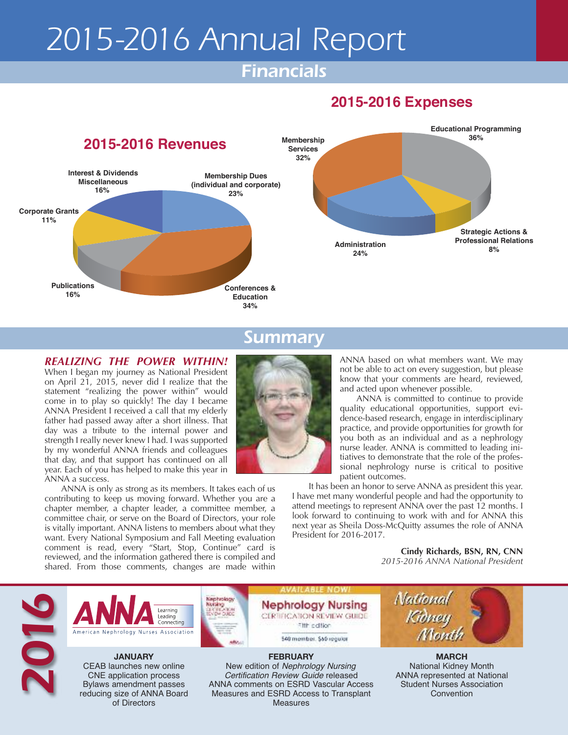# 2015-2016 Annual Report

## Financials

### 2015-2016 Revenues

- Membership Dues (individual and corporate) 23%
- Conferences & Education 34%
- Publications 16%
- Corporate Grants 11%
- Interest & Dividends Miscellaneous 16%

### 2015-2016 Expenses

- Educational Programming 36%
- Strategic Actions & Professional Relations 8%
- Administration 24%
- Membership Services 32%

## Summary

***REALIZING THE POWER WITHIN!***

When I began my journey as National President on April 21, 2015, never did I realize that the statement "realizing the power within" would come in to play so quickly! The day I became ANNA President I received a call that my elderly father had passed away after a short illness. That day was a tribute to the internal power and strength I really never knew I had. I was supported by my wonderful ANNA friends and colleagues that day, and that support has continued on all year. Each of you has helped to make this year in ANNA a success.

ANNA is only as strong as its members. It takes each of us contributing to keep us moving forward. Whether you are a chapter member, a chapter leader, a committee member, a committee chair, or serve on the Board of Directors, your role is vitally important. ANNA listens to members about what they want. Every National Symposium and Fall Meeting evaluation comment is read, every "Start, Stop, Continue" card is reviewed, and the information gathered there is compiled and shared. From those comments, changes are made within ANNA based on what members want. We may not be able to act on every suggestion, but please know that your comments are heard, reviewed, and acted upon whenever possible.

ANNA is committed to continue to provide quality educational opportunities, support evidence-based research, engage in interdisciplinary practice, and provide opportunities for growth for you both as an individual and as a nephrology nurse leader. ANNA is committed to leading initiatives to demonstrate that the role of the professional nephrology nurse is critical to positive patient outcomes.

It has been an honor to serve ANNA as president this year. I have met many wonderful people and had the opportunity to attend meetings to represent ANNA over the past 12 months. I look forward to continuing to work with and for ANNA this next year as Sheila Doss-McQuitty assumes the role of ANNA President for 2016-2017.

**Cindy Richards, BSN, RN, CNN**
*2015-2016 ANNA National President*

## 2016

**JANUARY**
CEAB launches new online CNE application process
Bylaws amendment passes reducing size of ANNA Board of Directors

**FEBRUARY**
New edition of *Nephrology Nursing Certification Review Guide* released
ANNA comments on ESRD Vascular Access Measures and ESRD Access to Transplant Measures

**MARCH**
National Kidney Month
ANNA represented at National Student Nurses Association Convention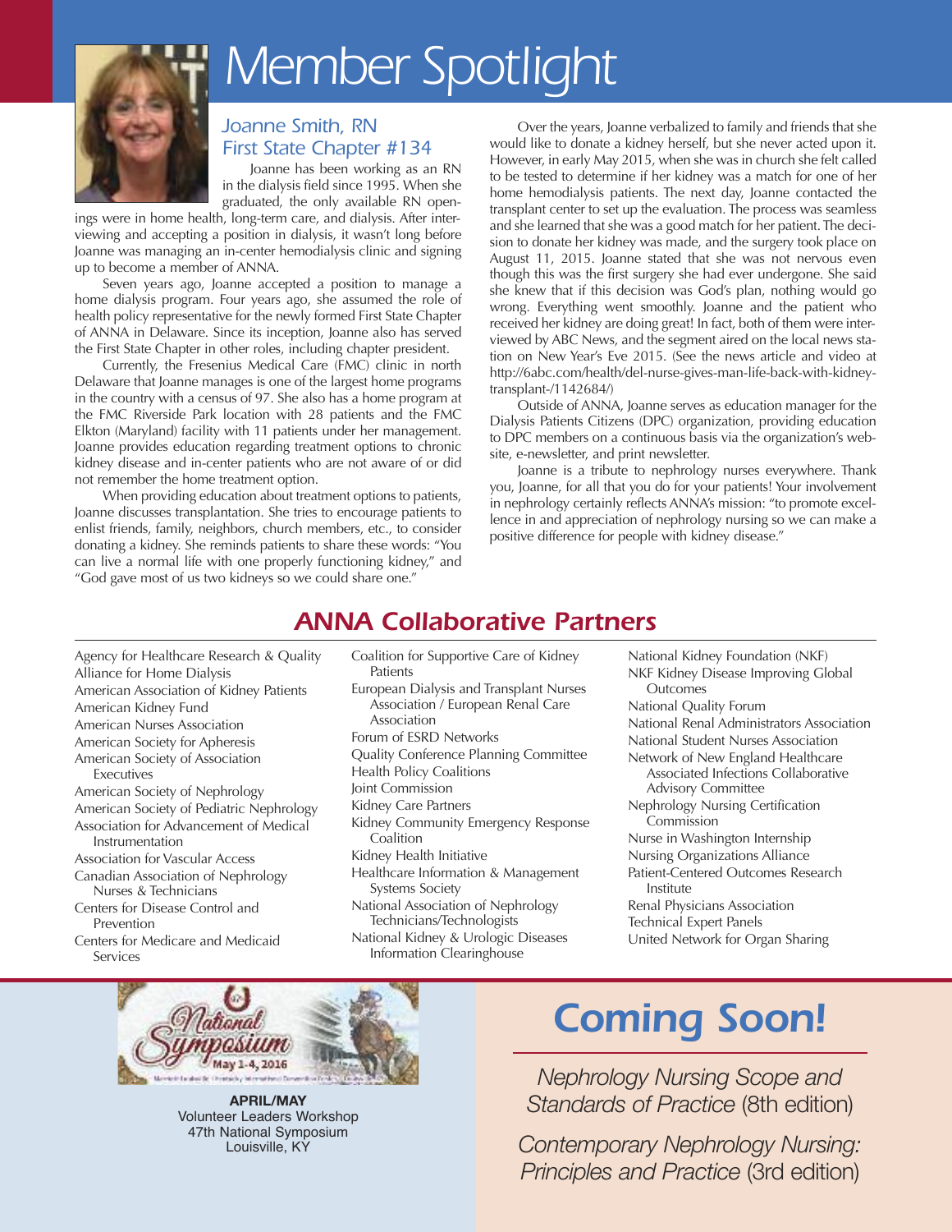# Member Spotlight

## Joanne Smith, RN
### First State Chapter #134

Joanne has been working as an RN in the dialysis field since 1995. When she graduated, the only available RN openings were in home health, long-term care, and dialysis. After interviewing and accepting a position in dialysis, it wasn't long before Joanne was managing an in-center hemodialysis clinic and signing up to become a member of ANNA.

Seven years ago, Joanne accepted a position to manage a home dialysis program. Four years ago, she assumed the role of health policy representative for the newly formed First State Chapter of ANNA in Delaware. Since its inception, Joanne also has served the First State Chapter in other roles, including chapter president.

Currently, the Fresenius Medical Care (FMC) clinic in north Delaware that Joanne manages is one of the largest home programs in the country with a census of 97. She also has a home program at the FMC Riverside Park location with 28 patients and the FMC Elkton (Maryland) facility with 11 patients under her management. Joanne provides education regarding treatment options to chronic kidney disease and in-center patients who are not aware of or did not remember the home treatment option.

When providing education about treatment options to patients, Joanne discusses transplantation. She tries to encourage patients to enlist friends, family, neighbors, church members, etc., to consider donating a kidney. She reminds patients to share these words: "You can live a normal life with one properly functioning kidney," and "God gave most of us two kidneys so we could share one."

Over the years, Joanne verbalized to family and friends that she would like to donate a kidney herself, but she never acted upon it. However, in early May 2015, when she was in church she felt called to be tested to determine if her kidney was a match for one of her home hemodialysis patients. The next day, Joanne contacted the transplant center to set up the evaluation. The process was seamless and she learned that she was a good match for her patient. The decision to donate her kidney was made, and the surgery took place on August 11, 2015. Joanne stated that she was not nervous even though this was the first surgery she had ever undergone. She said she knew that if this decision was God's plan, nothing would go wrong. Everything went smoothly. Joanne and the patient who received her kidney are doing great! In fact, both of them were interviewed by ABC News, and the segment aired on the local news station on New Year's Eve 2015. (See the news article and video at http://6abc.com/health/del-nurse-gives-man-life-back-with-kidney-transplant-/1142684/)

Outside of ANNA, Joanne serves as education manager for the Dialysis Patients Citizens (DPC) organization, providing education to DPC members on a continuous basis via the organization's website, e-newsletter, and print newsletter.

Joanne is a tribute to nephrology nurses everywhere. Thank you, Joanne, for all that you do for your patients! Your involvement in nephrology certainly reflects ANNA's mission: "to promote excellence in and appreciation of nephrology nursing so we can make a positive difference for people with kidney disease."

## ANNA Collaborative Partners

- Agency for Healthcare Research & Quality
- Alliance for Home Dialysis
- American Association of Kidney Patients
- American Kidney Fund
- American Nurses Association
- American Society for Apheresis
- American Society of Association Executives
- American Society of Nephrology
- American Society of Pediatric Nephrology
- Association for Advancement of Medical Instrumentation
- Association for Vascular Access
- Canadian Association of Nephrology Nurses & Technicians
- Centers for Disease Control and Prevention
- Centers for Medicare and Medicaid Services
- Coalition for Supportive Care of Kidney Patients
- European Dialysis and Transplant Nurses Association / European Renal Care Association
- Forum of ESRD Networks
- Quality Conference Planning Committee
- Health Policy Coalitions
- Joint Commission
- Kidney Care Partners
- Kidney Community Emergency Response Coalition
- Kidney Health Initiative
- Healthcare Information & Management Systems Society
- National Association of Nephrology Technicians/Technologists
- National Kidney & Urologic Diseases Information Clearinghouse
- National Kidney Foundation (NKF)
- NKF Kidney Disease Improving Global Outcomes
- National Quality Forum
- National Renal Administrators Association
- National Student Nurses Association
- Network of New England Healthcare Associated Infections Collaborative Advisory Committee
- Nephrology Nursing Certification Commission
- Nurse in Washington Internship
- Nursing Organizations Alliance
- Patient-Centered Outcomes Research Institute
- Renal Physicians Association
- Technical Expert Panels
- United Network for Organ Sharing

**APRIL/MAY**
Volunteer Leaders Workshop
47th National Symposium
Louisville, KY

## Coming Soon!

*Nephrology Nursing Scope and Standards of Practice* (8th edition)

*Contemporary Nephrology Nursing: Principles and Practice* (3rd edition)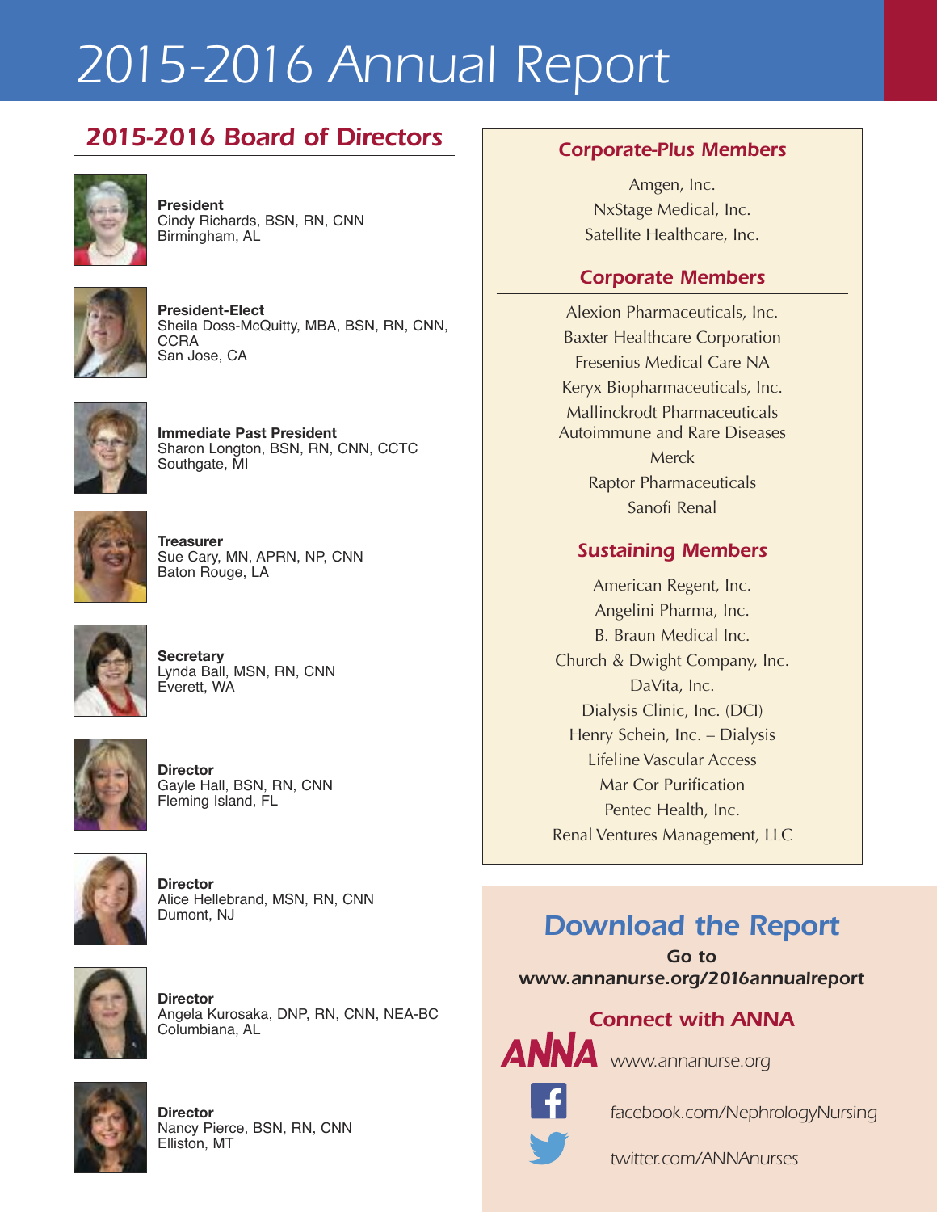# 2015-2016 Annual Report

## 2015-2016 Board of Directors

**President**
Cindy Richards, BSN, RN, CNN
Birmingham, AL

**President-Elect**
Sheila Doss-McQuitty, MBA, BSN, RN, CNN, CCRA
San Jose, CA

**Immediate Past President**
Sharon Longton, BSN, RN, CNN, CCTC
Southgate, MI

**Treasurer**
Sue Cary, MN, APRN, NP, CNN
Baton Rouge, LA

**Secretary**
Lynda Ball, MSN, RN, CNN
Everett, WA

**Director**
Gayle Hall, BSN, RN, CNN
Fleming Island, FL

**Director**
Alice Hellebrand, MSN, RN, CNN
Dumont, NJ

**Director**
Angela Kurosaka, DNP, RN, CNN, NEA-BC
Columbiana, AL

**Director**
Nancy Pierce, BSN, RN, CNN
Elliston, MT

## Corporate-Plus Members

Amgen, Inc.
NxStage Medical, Inc.
Satellite Healthcare, Inc.

## Corporate Members

Alexion Pharmaceuticals, Inc.
Baxter Healthcare Corporation
Fresenius Medical Care NA
Keryx Biopharmaceuticals, Inc.
Mallinckrodt Pharmaceuticals Autoimmune and Rare Diseases
Merck
Raptor Pharmaceuticals
Sanofi Renal

## Sustaining Members

American Regent, Inc.
Angelini Pharma, Inc.
B. Braun Medical Inc.
Church & Dwight Company, Inc.
DaVita, Inc.
Dialysis Clinic, Inc. (DCI)
Henry Schein, Inc. – Dialysis
Lifeline Vascular Access
Mar Cor Purification
Pentec Health, Inc.
Renal Ventures Management, LLC

## Download the Report

**Go to www.annanurse.org/2016annualreport**

### Connect with ANNA

ANNA www.annanurse.org

facebook.com/NephrologyNursing

twitter.com/ANNAnurses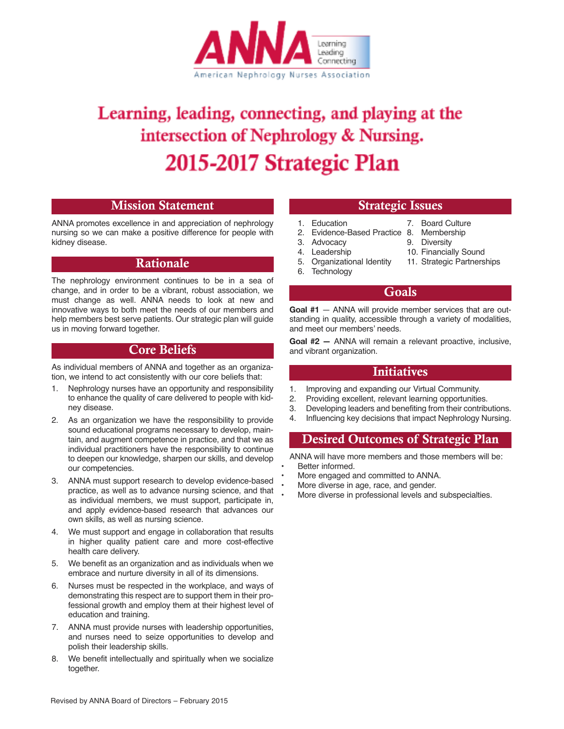ANNA

Learning
Leading
Connecting

American Nephrology Nurses Association

# Learning, leading, connecting, and playing at the intersection of Nephrology & Nursing.

# 2015-2017 Strategic Plan

## Mission Statement

ANNA promotes excellence in and appreciation of nephrology nursing so we can make a positive difference for people with kidney disease.

## Rationale

The nephrology environment continues to be in a sea of change, and in order to be a vibrant, robust association, we must change as well. ANNA needs to look at new and innovative ways to both meet the needs of our members and help members best serve patients. Our strategic plan will guide us in moving forward together.

## Core Beliefs

As individual members of ANNA and together as an organization, we intend to act consistently with our core beliefs that:

1. Nephrology nurses have an opportunity and responsibility to enhance the quality of care delivered to people with kidney disease.
2. As an organization we have the responsibility to provide sound educational programs necessary to develop, maintain, and augment competence in practice, and that we as individual practitioners have the responsibility to continue to deepen our knowledge, sharpen our skills, and develop our competencies.
3. ANNA must support research to develop evidence-based practice, as well as to advance nursing science, and that as individual members, we must support, participate in, and apply evidence-based research that advances our own skills, as well as nursing science.
4. We must support and engage in collaboration that results in higher quality patient care and more cost-effective health care delivery.
5. We benefit as an organization and as individuals when we embrace and nurture diversity in all of its dimensions.
6. Nurses must be respected in the workplace, and ways of demonstrating this respect are to support them in their professional growth and employ them at their highest level of education and training.
7. ANNA must provide nurses with leadership opportunities, and nurses need to seize opportunities to develop and polish their leadership skills.
8. We benefit intellectually and spiritually when we socialize together.

## Strategic Issues

1. Education
2. Evidence-Based Practice
3. Advocacy
4. Leadership
5. Organizational Identity
6. Technology
7. Board Culture
8. Membership
9. Diversity
10. Financially Sound
11. Strategic Partnerships

## Goals

**Goal #1** — ANNA will provide member services that are outstanding in quality, accessible through a variety of modalities, and meet our members' needs.

**Goal #2 —** ANNA will remain a relevant proactive, inclusive, and vibrant organization.

## Initiatives

1. Improving and expanding our Virtual Community.
2. Providing excellent, relevant learning opportunities.
3. Developing leaders and benefiting from their contributions.
4. Influencing key decisions that impact Nephrology Nursing.

## Desired Outcomes of Strategic Plan

ANNA will have more members and those members will be:

- Better informed.
- More engaged and committed to ANNA.
- More diverse in age, race, and gender.
- More diverse in professional levels and subspecialties.

Revised by ANNA Board of Directors – February 2015